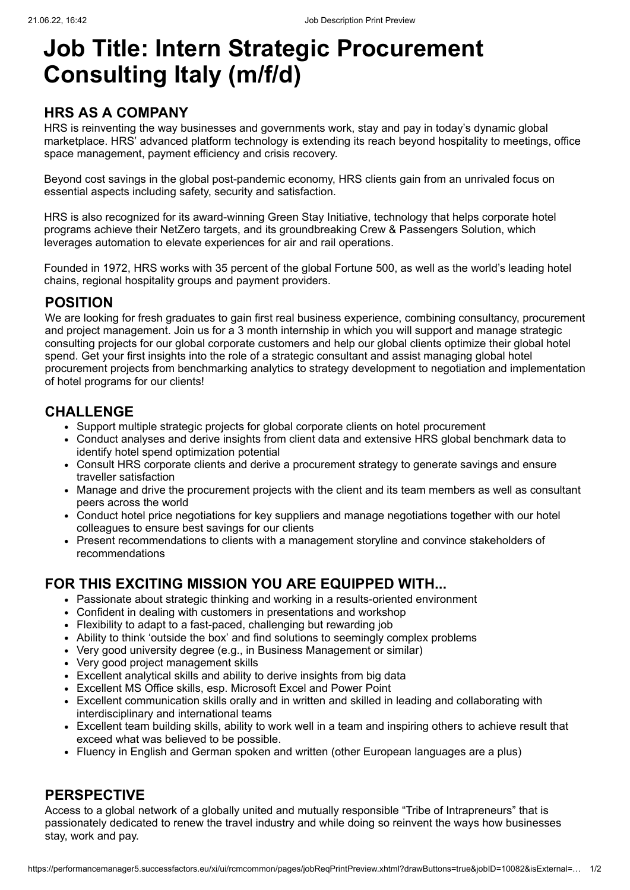# Job Title: Intern Strategic Procurement Consulting Italy (m/f/d)

## HRS AS A COMPANY

HRS is reinventing the way businesses and governments work, stay and pay in today's dynamic global marketplace. HRS' advanced platform technology is extending its reach beyond hospitality to meetings, office space management, payment efficiency and crisis recovery.

Beyond cost savings in the global post-pandemic economy, HRS clients gain from an unrivaled focus on essential aspects including safety, security and satisfaction.

HRS is also recognized for its award-winning Green Stay Initiative, technology that helps corporate hotel programs achieve their NetZero targets, and its groundbreaking Crew & Passengers Solution, which leverages automation to elevate experiences for air and rail operations.

Founded in 1972, HRS works with 35 percent of the global Fortune 500, as well as the world's leading hotel chains, regional hospitality groups and payment providers.

## POSITION

We are looking for fresh graduates to gain first real business experience, combining consultancy, procurement and project management. Join us for a 3 month internship in which you will support and manage strategic consulting projects for our global corporate customers and help our global clients optimize their global hotel spend. Get your first insights into the role of a strategic consultant and assist managing global hotel procurement projects from benchmarking analytics to strategy development to negotiation and implementation of hotel programs for our clients!

## CHALLENGE

- Support multiple strategic projects for global corporate clients on hotel procurement
- Conduct analyses and derive insights from client data and extensive HRS global benchmark data to identify hotel spend optimization potential
- Consult HRS corporate clients and derive a procurement strategy to generate savings and ensure traveller satisfaction
- Manage and drive the procurement projects with the client and its team members as well as consultant peers across the world
- Conduct hotel price negotiations for key suppliers and manage negotiations together with our hotel colleagues to ensure best savings for our clients
- Present recommendations to clients with a management storyline and convince stakeholders of recommendations

## FOR THIS EXCITING MISSION YOU ARE EQUIPPED WITH...

- Passionate about strategic thinking and working in a results-oriented environment
- Confident in dealing with customers in presentations and workshop
- Flexibility to adapt to a fast-paced, challenging but rewarding job
- Ability to think 'outside the box' and find solutions to seemingly complex problems
- Very good university degree (e.g., in Business Management or similar)
- Very good project management skills
- Excellent analytical skills and ability to derive insights from big data
- Excellent MS Office skills, esp. Microsoft Excel and Power Point
- Excellent communication skills orally and in written and skilled in leading and collaborating with interdisciplinary and international teams
- Excellent team building skills, ability to work well in a team and inspiring others to achieve result that exceed what was believed to be possible.
- Fluency in English and German spoken and written (other European languages are a plus)

## PERSPECTIVE

Access to a global network of a globally united and mutually responsible "Tribe of Intrapreneurs" that is passionately dedicated to renew the travel industry and while doing so reinvent the ways how businesses stay, work and pay.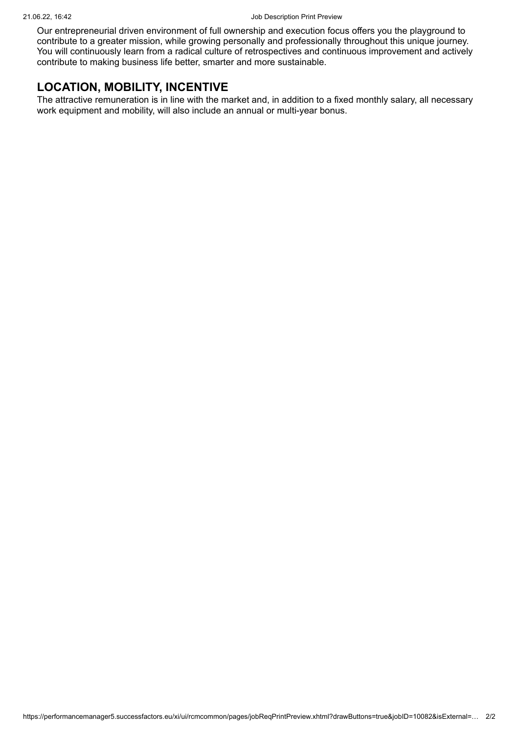Our entrepreneurial driven environment of full ownership and execution focus offers you the playground to contribute to a greater mission, while growing personally and professionally throughout this unique journey. You will continuously learn from a radical culture of retrospectives and continuous improvement and actively contribute to making business life better, smarter and more sustainable.

## LOCATION, MOBILITY, INCENTIVE

The attractive remuneration is in line with the market and, in addition to a fixed monthly salary, all necessary work equipment and mobility, will also include an annual or multi-year bonus.